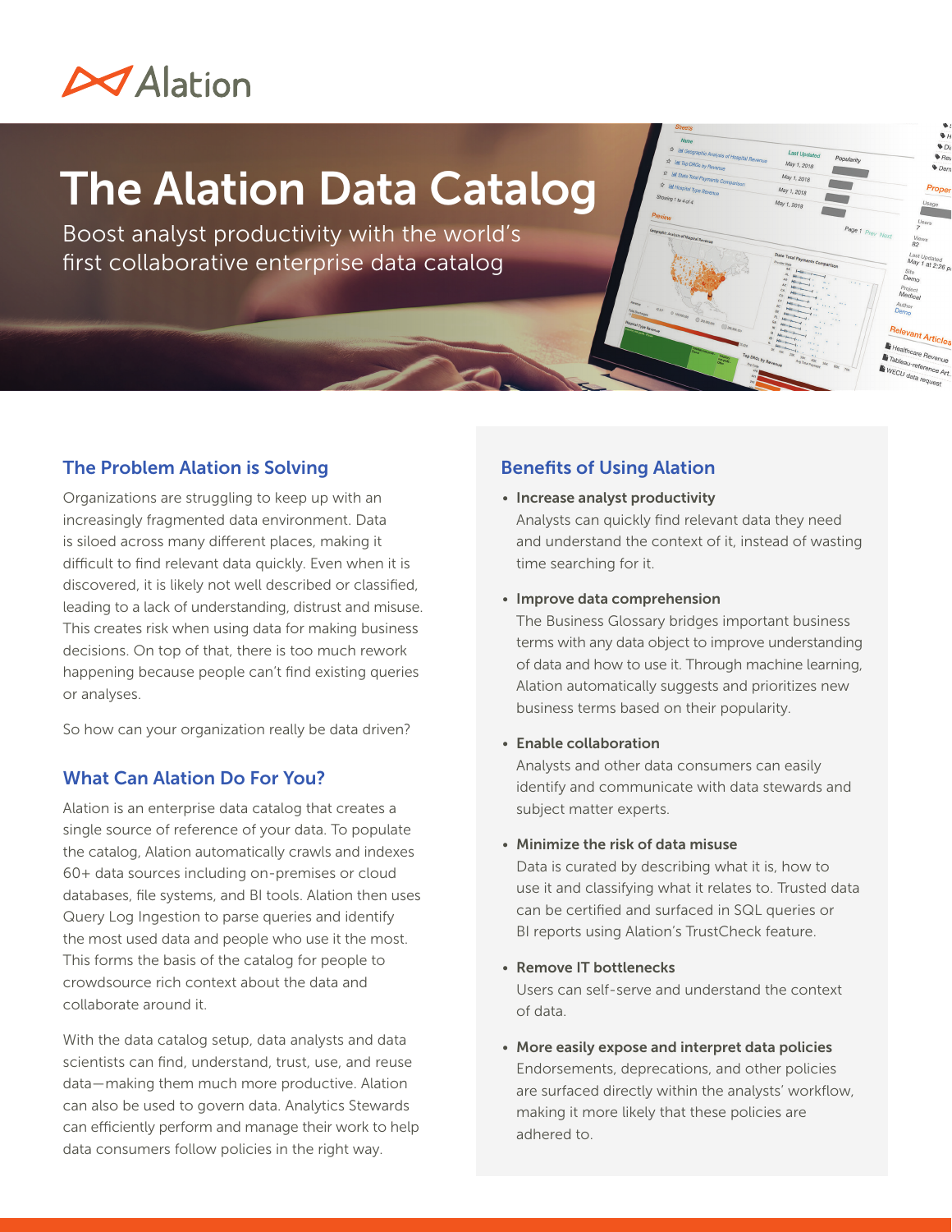Alation

# The Alation Data Catalog

Boost analyst productivity with the world's first collaborative enterprise data catalog

## The Problem Alation is Solving

Organizations are struggling to keep up with an increasingly fragmented data environment. Data is siloed across many different places, making it difficult to find relevant data quickly. Even when it is discovered, it is likely not well described or classified, leading to a lack of understanding, distrust and misuse. This creates risk when using data for making business decisions. On top of that, there is too much rework happening because people can't find existing queries or analyses.

So how can your organization really be data driven?

## What Can Alation Do For You?

Alation is an enterprise data catalog that creates a single source of reference of your data. To populate the catalog, Alation automatically crawls and indexes 60+ data sources including on-premises or cloud databases, file systems, and BI tools. Alation then uses Query Log Ingestion to parse queries and identify the most used data and people who use it the most. This forms the basis of the catalog for people to crowdsource rich context about the data and collaborate around it.

With the data catalog setup, data analysts and data scientists can find, understand, trust, use, and reuse data—making them much more productive. Alation can also be used to govern data. Analytics Stewards can efficiently perform and manage their work to help data consumers follow policies in the right way.

## Benefits of Using Alation

- **Increase analyst productivity**
  Analysts can quickly find relevant data they need and understand the context of it, instead of wasting time searching for it.

- **Improve data comprehension**
  The Business Glossary bridges important business terms with any data object to improve understanding of data and how to use it. Through machine learning, Alation automatically suggests and prioritizes new business terms based on their popularity.

- **Enable collaboration**
  Analysts and other data consumers can easily identify and communicate with data stewards and subject matter experts.

- **Minimize the risk of data misuse**
  Data is curated by describing what it is, how to use it and classifying what it relates to. Trusted data can be certified and surfaced in SQL queries or BI reports using Alation's TrustCheck feature.

- **Remove IT bottlenecks**
  Users can self-serve and understand the context of data.

- **More easily expose and interpret data policies**
  Endorsements, deprecations, and other policies are surfaced directly within the analysts' workflow, making it more likely that these policies are adhered to.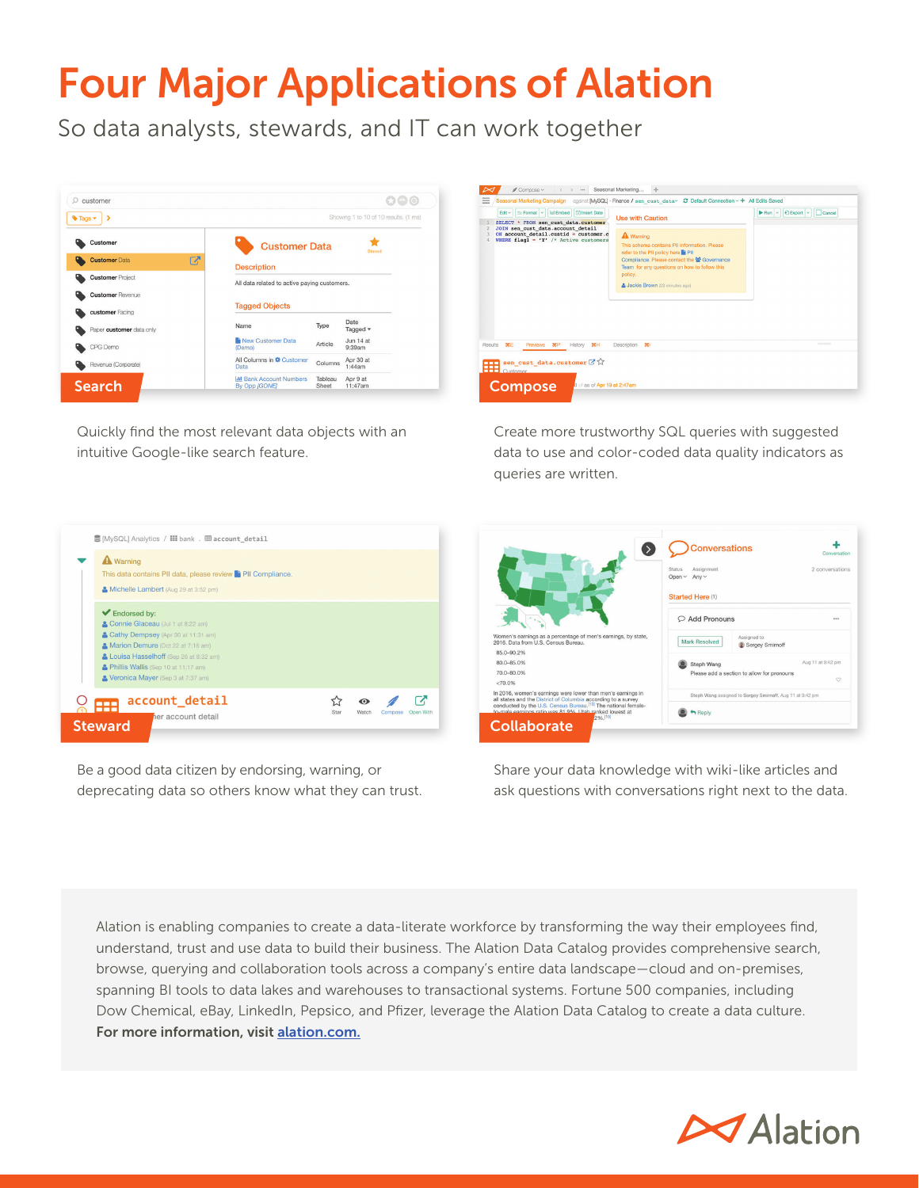# Four Major Applications of Alation

So data analysts, stewards, and IT can work together

**Search**

Quickly find the most relevant data objects with an intuitive Google-like search feature.

**Compose**

Create more trustworthy SQL queries with suggested data to use and color-coded data quality indicators as queries are written.

**Steward**

Be a good data citizen by endorsing, warning, or deprecating data so others know what they can trust.

**Collaborate**

Share your data knowledge with wiki-like articles and ask questions with conversations right next to the data.

Alation is enabling companies to create a data-literate workforce by transforming the way their employees find, understand, trust and use data to build their business. The Alation Data Catalog provides comprehensive search, browse, querying and collaboration tools across a company's entire data landscape—cloud and on-premises, spanning BI tools to data lakes and warehouses to transactional systems. Fortune 500 companies, including Dow Chemical, eBay, LinkedIn, Pepsico, and Pfizer, leverage the Alation Data Catalog to create a data culture. **For more information, visit alation.com.**

Alation